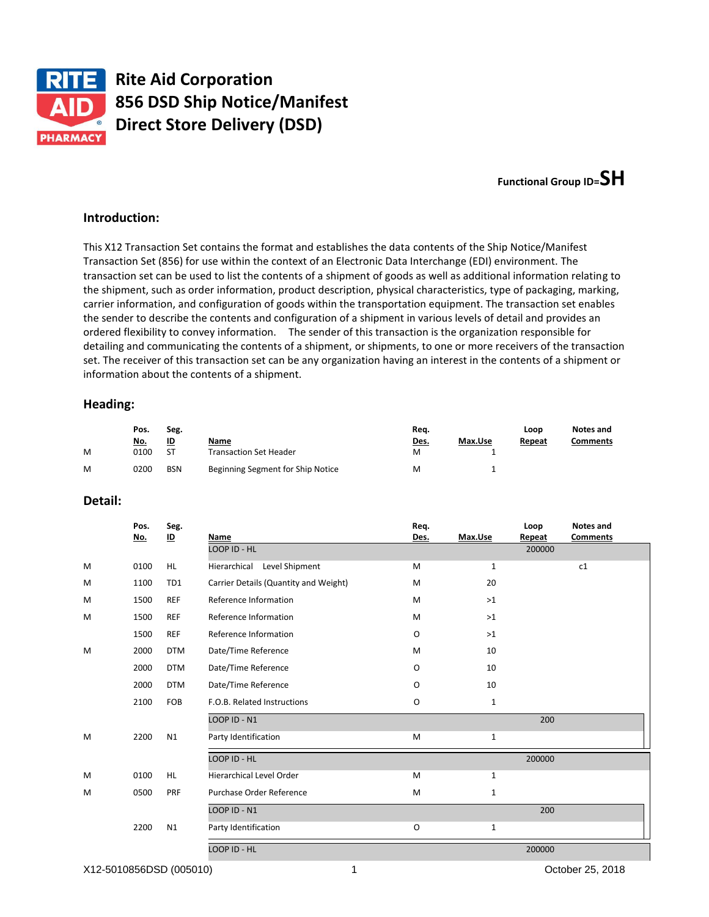# Rite Aid Corporation
# 856 DSD Ship Notice/Manifest
# Direct Store Delivery (DSD)

**Functional Group ID=SH**

## Introduction:

This X12 Transaction Set contains the format and establishes the data contents of the Ship Notice/Manifest Transaction Set (856) for use within the context of an Electronic Data Interchange (EDI) environment. The transaction set can be used to list the contents of a shipment of goods as well as additional information relating to the shipment, such as order information, product description, physical characteristics, type of packaging, marking, carrier information, and configuration of goods within the transportation equipment. The transaction set enables the sender to describe the contents and configuration of a shipment in various levels of detail and provides an ordered flexibility to convey information. The sender of this transaction is the organization responsible for detailing and communicating the contents of a shipment, or shipments, to one or more receivers of the transaction set. The receiver of this transaction set can be any organization having an interest in the contents of a shipment or information about the contents of a shipment.

## Heading:

| | Pos. No. | Seg. ID | Name | Req. Des. | Max.Use | Loop Repeat | Notes and Comments |
|---|---|---|---|---|---|---|---|
| M | 0100 | ST | Transaction Set Header | M | 1 | | |
| M | 0200 | BSN | Beginning Segment for Ship Notice | M | 1 | | |

## Detail:

| | Pos. No. | Seg. ID | Name | Req. Des. | Max.Use | Loop Repeat | Notes and Comments |
|---|---|---|---|---|---|---|---|
| | | | LOOP ID - HL | | | 200000 | |
| M | 0100 | HL | Hierarchical Level Shipment | M | 1 | | c1 |
| M | 1100 | TD1 | Carrier Details (Quantity and Weight) | M | 20 | | |
| M | 1500 | REF | Reference Information | M | >1 | | |
| M | 1500 | REF | Reference Information | M | >1 | | |
| | 1500 | REF | Reference Information | O | >1 | | |
| M | 2000 | DTM | Date/Time Reference | M | 10 | | |
| | 2000 | DTM | Date/Time Reference | O | 10 | | |
| | 2000 | DTM | Date/Time Reference | O | 10 | | |
| | 2100 | FOB | F.O.B. Related Instructions | O | 1 | | |
| | | | LOOP ID - N1 | | | 200 | |
| M | 2200 | N1 | Party Identification | M | 1 | | |
| | | | LOOP ID - HL | | | 200000 | |
| M | 0100 | HL | Hierarchical Level Order | M | 1 | | |
| M | 0500 | PRF | Purchase Order Reference | M | 1 | | |
| | | | LOOP ID - N1 | | | 200 | |
| | 2200 | N1 | Party Identification | O | 1 | | |
| | | | LOOP ID - HL | | | 200000 | |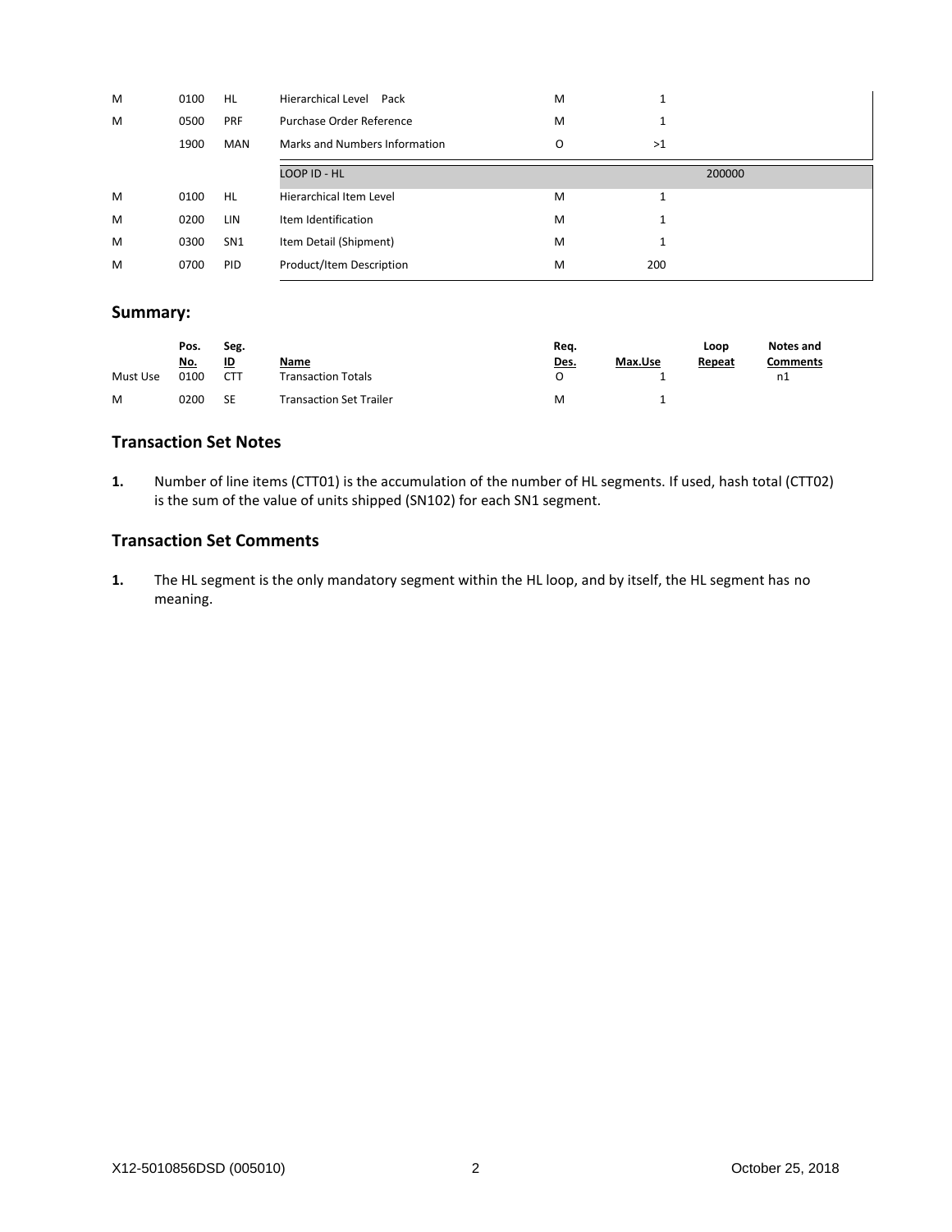| | | | | | | | |
|---|---|---|---|---|---|---|---|
| M | 0100 | HL | Hierarchical Level Pack | M | 1 | | |
| M | 0500 | PRF | Purchase Order Reference | M | 1 | | |
| | 1900 | MAN | Marks and Numbers Information | O | >1 | | |
| | | | LOOP ID - HL | | | 200000 | |
| M | 0100 | HL | Hierarchical Item Level | M | 1 | | |
| M | 0200 | LIN | Item Identification | M | 1 | | |
| M | 0300 | SN1 | Item Detail (Shipment) | M | 1 | | |
| M | 0700 | PID | Product/Item Description | M | 200 | | |

## Summary:

| | Pos. No. | Seg. ID | Name | Req. Des. | Max.Use | Loop Repeat | Notes and Comments |
|---|---|---|---|---|---|---|---|
| Must Use | 0100 | CTT | Transaction Totals | O | 1 | | n1 |
| M | 0200 | SE | Transaction Set Trailer | M | 1 | | |

## Transaction Set Notes

**1.** Number of line items (CTT01) is the accumulation of the number of HL segments. If used, hash total (CTT02) is the sum of the value of units shipped (SN102) for each SN1 segment.

## Transaction Set Comments

**1.** The HL segment is the only mandatory segment within the HL loop, and by itself, the HL segment has no meaning.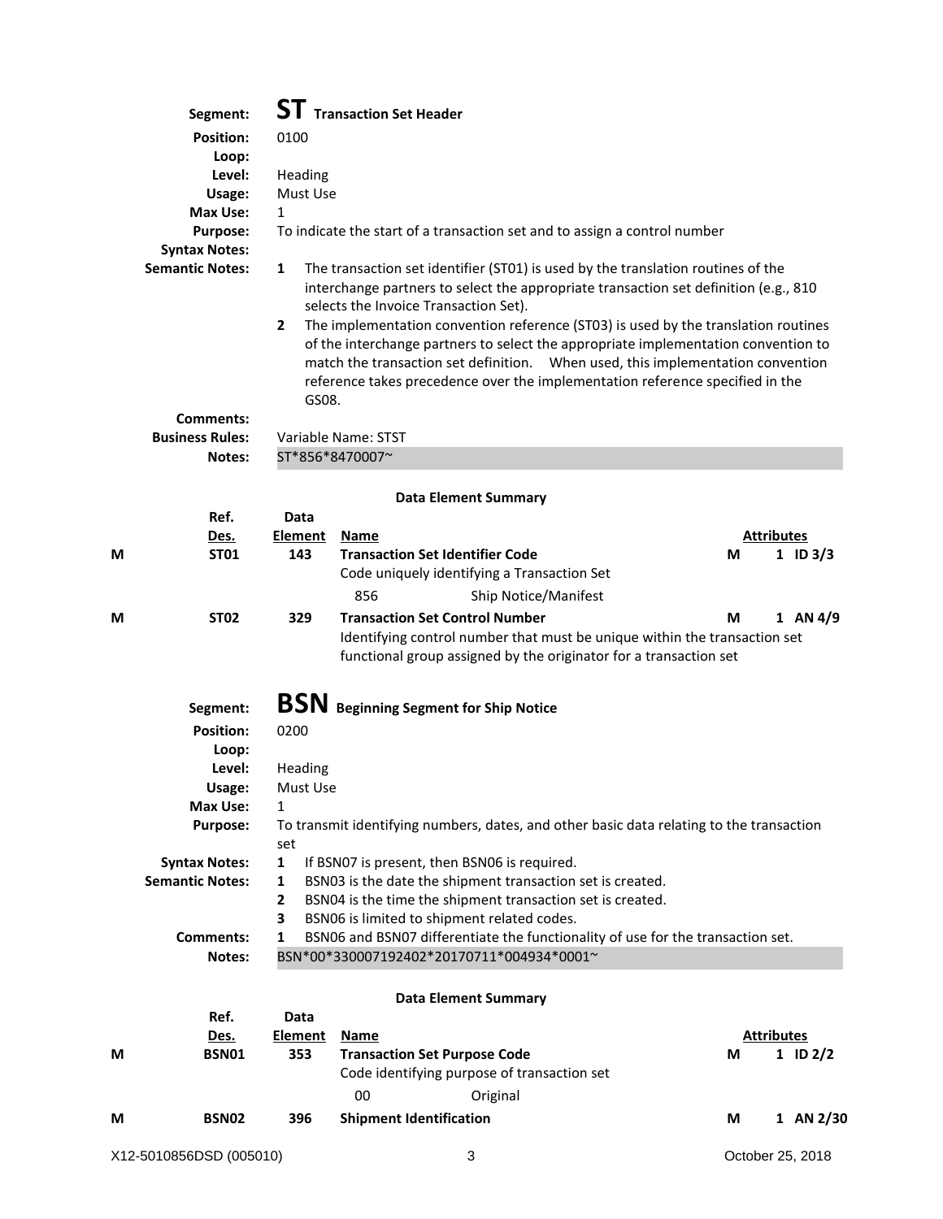## Segment: **ST** Transaction Set Header

**Position:** 0100

**Loop:**

**Level:** Heading

**Usage:** Must Use

**Max Use:** 1

**Purpose:** To indicate the start of a transaction set and to assign a control number

**Syntax Notes:**

**Semantic Notes:**

1. The transaction set identifier (ST01) is used by the translation routines of the interchange partners to select the appropriate transaction set definition (e.g., 810 selects the Invoice Transaction Set).
2. The implementation convention reference (ST03) is used by the translation routines of the interchange partners to select the appropriate implementation convention to match the transaction set definition. When used, this implementation convention reference takes precedence over the implementation reference specified in the GS08.

**Comments:**

**Business Rules:** Variable Name: STST

**Notes:** ST*856*8470007~

### Data Element Summary

| | Ref. Des. | Data Element | Name | | Attributes | |
|---|---|---|---|---|---|---|
| M | ST01 | 143 | **Transaction Set Identifier Code**<br>Code uniquely identifying a Transaction Set<br>856 Ship Notice/Manifest | M | 1 | ID 3/3 |
| M | ST02 | 329 | **Transaction Set Control Number**<br>Identifying control number that must be unique within the transaction set functional group assigned by the originator for a transaction set | M | 1 | AN 4/9 |

## Segment: **BSN** Beginning Segment for Ship Notice

**Position:** 0200

**Loop:**

**Level:** Heading

**Usage:** Must Use

**Max Use:** 1

**Purpose:** To transmit identifying numbers, dates, and other basic data relating to the transaction set

**Syntax Notes:**

1. If BSN07 is present, then BSN06 is required.

**Semantic Notes:**

1. BSN03 is the date the shipment transaction set is created.
2. BSN04 is the time the shipment transaction set is created.
3. BSN06 is limited to shipment related codes.

**Comments:**

1. BSN06 and BSN07 differentiate the functionality of use for the transaction set.

**Notes:** BSN*00*330007192402*20170711*004934*0001~

### Data Element Summary

| | Ref. Des. | Data Element | Name | | Attributes | |
|---|---|---|---|---|---|---|
| M | BSN01 | 353 | **Transaction Set Purpose Code**<br>Code identifying purpose of transaction set<br>00 Original | M | 1 | ID 2/2 |
| M | BSN02 | 396 | **Shipment Identification** | M | 1 | AN 2/30 |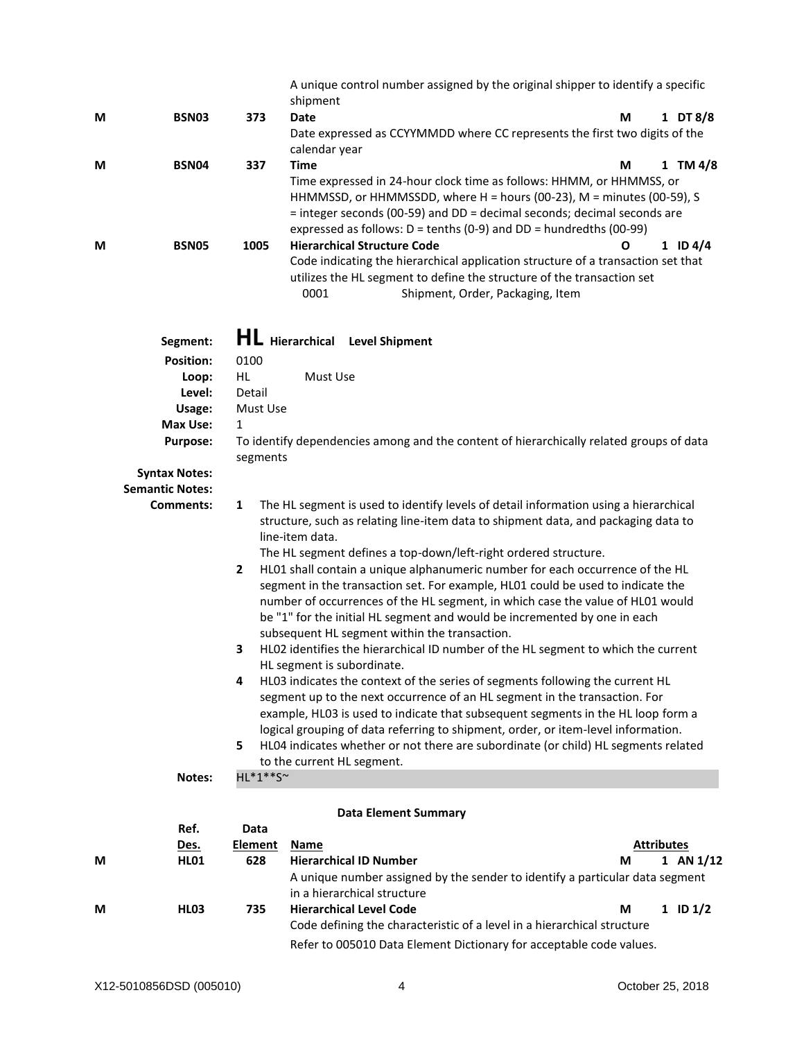| | | | | | | |
|---|---|---|---|---|---|---|
| | | | A unique control number assigned by the original shipper to identify a specific shipment | | | |
| M | BSN03 | 373 | **Date** | M | 1 | DT 8/8 |
| | | | Date expressed as CCYYMMDD where CC represents the first two digits of the calendar year | | | |
| M | BSN04 | 337 | **Time** | M | 1 | TM 4/8 |
| | | | Time expressed in 24-hour clock time as follows: HHMM, or HHMMSS, or HHMMSSD, or HHMMSSDD, where H = hours (00-23), M = minutes (00-59), S = integer seconds (00-59) and DD = decimal seconds; decimal seconds are expressed as follows: D = tenths (0-9) and DD = hundredths (00-99) | | | |
| M | BSN05 | 1005 | **Hierarchical Structure Code** | O | 1 | ID 4/4 |
| | | | Code indicating the hierarchical application structure of a transaction set that utilizes the HL segment to define the structure of the transaction set | | | |
| | | | 0001 Shipment, Order, Packaging, Item | | | |

## Segment: HL Hierarchical Level Shipment

**Position:** 0100

**Loop:** HL Must Use

**Level:** Detail

**Usage:** Must Use

**Max Use:** 1

**Purpose:** To identify dependencies among and the content of hierarchically related groups of data segments

**Syntax Notes:**

**Semantic Notes:**

**Comments:**

1. The HL segment is used to identify levels of detail information using a hierarchical structure, such as relating line-item data to shipment data, and packaging data to line-item data.
   The HL segment defines a top-down/left-right ordered structure.
2. HL01 shall contain a unique alphanumeric number for each occurrence of the HL segment in the transaction set. For example, HL01 could be used to indicate the number of occurrences of the HL segment, in which case the value of HL01 would be "1" for the initial HL segment and would be incremented by one in each subsequent HL segment within the transaction.
3. HL02 identifies the hierarchical ID number of the HL segment to which the current HL segment is subordinate.
4. HL03 indicates the context of the series of segments following the current HL segment up to the next occurrence of an HL segment in the transaction. For example, HL03 is used to indicate that subsequent segments in the HL loop form a logical grouping of data referring to shipment, order, or item-level information.
5. HL04 indicates whether or not there are subordinate (or child) HL segments related to the current HL segment.

**Notes:** HL*1**S~

### Data Element Summary

| | Ref. Des. | Data Element | Name | | Attributes | |
|---|---|---|---|---|---|---|
| M | HL01 | 628 | **Hierarchical ID Number** | M | 1 | AN 1/12 |
| | | | A unique number assigned by the sender to identify a particular data segment in a hierarchical structure | | | |
| M | HL03 | 735 | **Hierarchical Level Code** | M | 1 | ID 1/2 |
| | | | Code defining the characteristic of a level in a hierarchical structure | | | |
| | | | Refer to 005010 Data Element Dictionary for acceptable code values. | | | |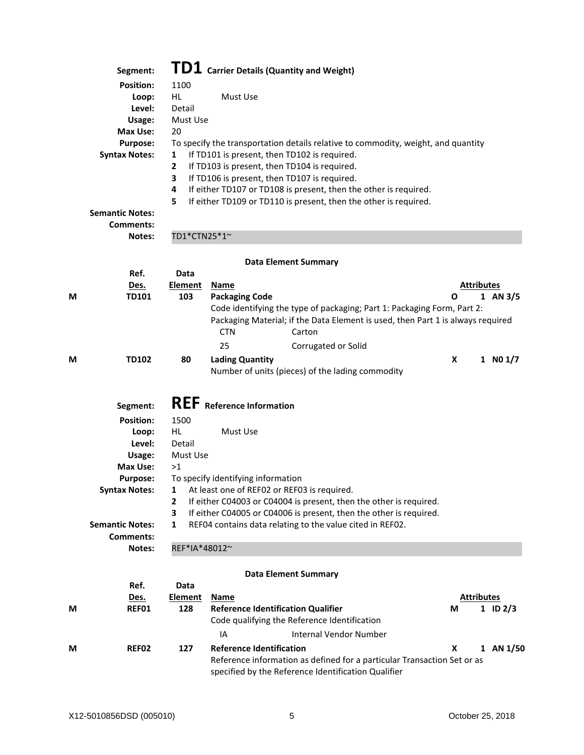## Segment: **TD1** Carrier Details (Quantity and Weight)

**Position:** 1100
**Loop:** HL Must Use
**Level:** Detail
**Usage:** Must Use
**Max Use:** 20
**Purpose:** To specify the transportation details relative to commodity, weight, and quantity
**Syntax Notes:**
1. If TD101 is present, then TD102 is required.
2. If TD103 is present, then TD104 is required.
3. If TD106 is present, then TD107 is required.
4. If either TD107 or TD108 is present, then the other is required.
5. If either TD109 or TD110 is present, then the other is required.

**Semantic Notes:**
**Comments:**
**Notes:** TD1*CTN25*1~

### Data Element Summary

| | Ref. Des. | Data Element | Name | | Attributes |
|---|---|---|---|---|---|
| M | TD101 | 103 | **Packaging Code** <br> Code identifying the type of packaging; Part 1: Packaging Form, Part 2: Packaging Material; if the Data Element is used, then Part 1 is always required <br> CTN Carton <br> 25 Corrugated or Solid | O | 1 AN 3/5 |
| M | TD102 | 80 | **Lading Quantity** <br> Number of units (pieces) of the lading commodity | X | 1 N0 1/7 |

## Segment: **REF** Reference Information

**Position:** 1500
**Loop:** HL Must Use
**Level:** Detail
**Usage:** Must Use
**Max Use:** >1
**Purpose:** To specify identifying information
**Syntax Notes:**
1. At least one of REF02 or REF03 is required.
2. If either C04003 or C04004 is present, then the other is required.
3. If either C04005 or C04006 is present, then the other is required.

**Semantic Notes:**
1. REF04 contains data relating to the value cited in REF02.

**Comments:**
**Notes:** REF*IA*48012~

### Data Element Summary

| | Ref. Des. | Data Element | Name | | Attributes |
|---|---|---|---|---|---|
| M | REF01 | 128 | **Reference Identification Qualifier** <br> Code qualifying the Reference Identification <br> IA Internal Vendor Number | M | 1 ID 2/3 |
| M | REF02 | 127 | **Reference Identification** <br> Reference information as defined for a particular Transaction Set or as specified by the Reference Identification Qualifier | X | 1 AN 1/50 |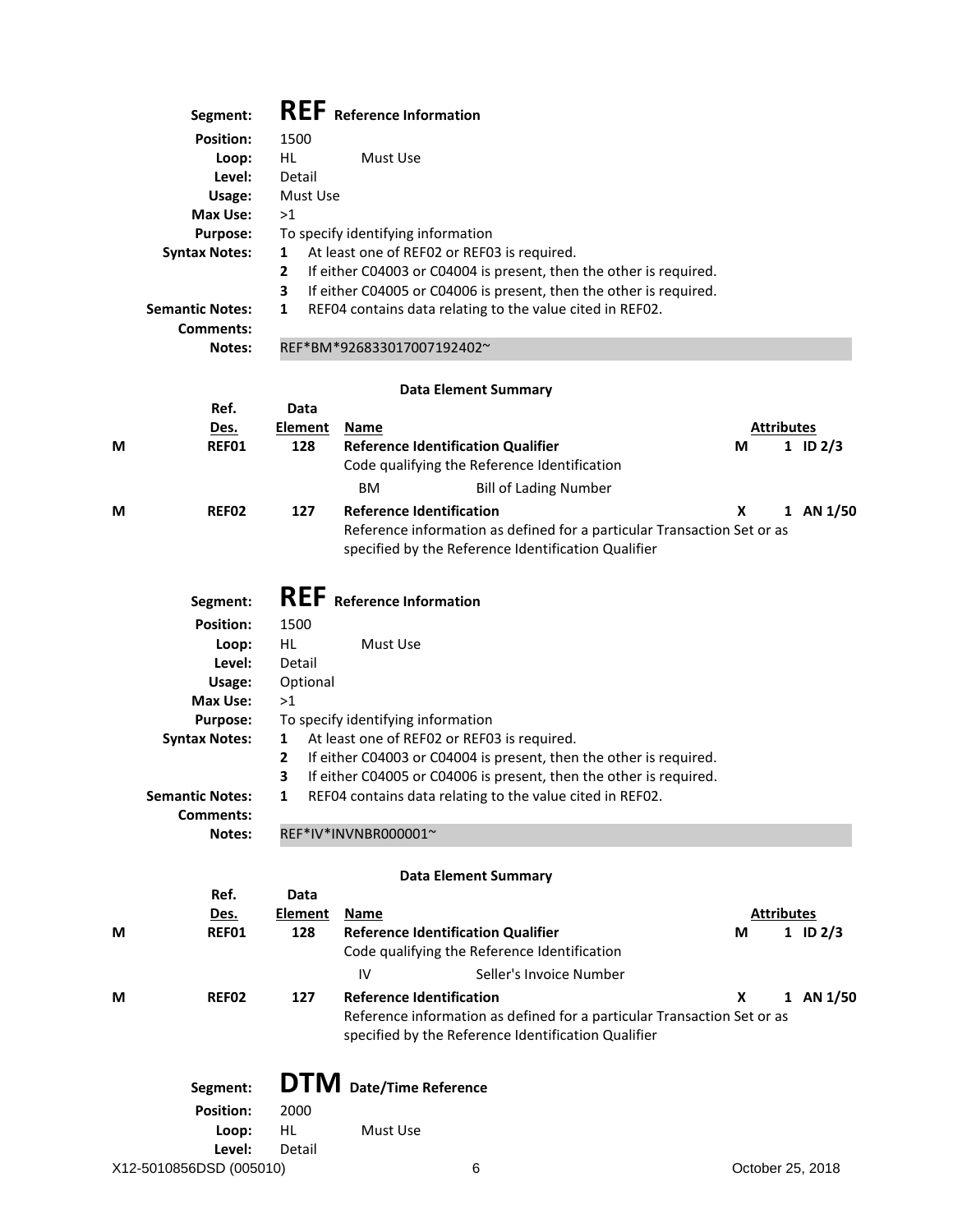**Segment:** **REF** Reference Information

**Position:** 1500
**Loop:** HL Must Use
**Level:** Detail
**Usage:** Must Use
**Max Use:** >1
**Purpose:** To specify identifying information
**Syntax Notes:**
1. At least one of REF02 or REF03 is required.
2. If either C04003 or C04004 is present, then the other is required.
3. If either C04005 or C04006 is present, then the other is required.

**Semantic Notes:**
1. REF04 contains data relating to the value cited in REF02.

**Comments:**
**Notes:** REF*BM*926833017007192402~

**Data Element Summary**

| | Ref. Des. | Data Element | Name | | Attributes | |
|---|---|---|---|---|---|---|
| M | REF01 | 128 | **Reference Identification Qualifier**<br>Code qualifying the Reference Identification<br>BM Bill of Lading Number | M | 1 | ID 2/3 |
| M | REF02 | 127 | **Reference Identification**<br>Reference information as defined for a particular Transaction Set or as specified by the Reference Identification Qualifier | X | 1 | AN 1/50 |

**Segment:** **REF** Reference Information

**Position:** 1500
**Loop:** HL Must Use
**Level:** Detail
**Usage:** Optional
**Max Use:** >1
**Purpose:** To specify identifying information
**Syntax Notes:**
1. At least one of REF02 or REF03 is required.
2. If either C04003 or C04004 is present, then the other is required.
3. If either C04005 or C04006 is present, then the other is required.

**Semantic Notes:**
1. REF04 contains data relating to the value cited in REF02.

**Comments:**
**Notes:** REF*IV*INVNBR000001~

**Data Element Summary**

| | Ref. Des. | Data Element | Name | | Attributes | |
|---|---|---|---|---|---|---|
| M | REF01 | 128 | **Reference Identification Qualifier**<br>Code qualifying the Reference Identification<br>IV Seller's Invoice Number | M | 1 | ID 2/3 |
| M | REF02 | 127 | **Reference Identification**<br>Reference information as defined for a particular Transaction Set or as specified by the Reference Identification Qualifier | X | 1 | AN 1/50 |

**Segment:** **DTM** Date/Time Reference

**Position:** 2000
**Loop:** HL Must Use
**Level:** Detail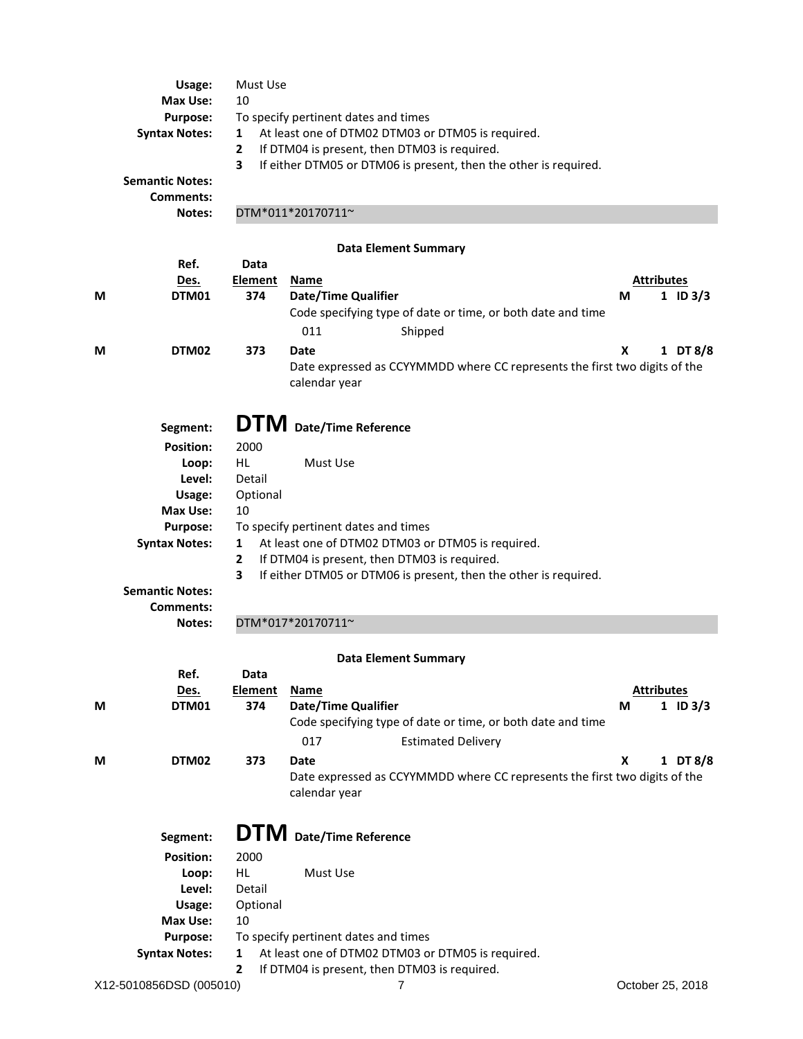**Usage:** Must Use
**Max Use:** 10
**Purpose:** To specify pertinent dates and times
**Syntax Notes:**
1. At least one of DTM02 DTM03 or DTM05 is required.
2. If DTM04 is present, then DTM03 is required.
3. If either DTM05 or DTM06 is present, then the other is required.

**Semantic Notes:**
**Comments:**
**Notes:** DTM*011*20170711~

**Data Element Summary**

| | Ref. Des. | Data Element | Name | | Attributes |
|---|---|---|---|---|---|
| M | DTM01 | 374 | **Date/Time Qualifier**<br>Code specifying type of date or time, or both date and time<br>011 Shipped | M | 1 ID 3/3 |
| M | DTM02 | 373 | **Date**<br>Date expressed as CCYYMMDD where CC represents the first two digits of the calendar year | X | 1 DT 8/8 |

## Segment: DTM Date/Time Reference

**Position:** 2000
**Loop:** HL Must Use
**Level:** Detail
**Usage:** Optional
**Max Use:** 10
**Purpose:** To specify pertinent dates and times
**Syntax Notes:**
1. At least one of DTM02 DTM03 or DTM05 is required.
2. If DTM04 is present, then DTM03 is required.
3. If either DTM05 or DTM06 is present, then the other is required.

**Semantic Notes:**
**Comments:**
**Notes:** DTM*017*20170711~

**Data Element Summary**

| | Ref. Des. | Data Element | Name | | Attributes |
|---|---|---|---|---|---|
| M | DTM01 | 374 | **Date/Time Qualifier**<br>Code specifying type of date or time, or both date and time<br>017 Estimated Delivery | M | 1 ID 3/3 |
| M | DTM02 | 373 | **Date**<br>Date expressed as CCYYMMDD where CC represents the first two digits of the calendar year | X | 1 DT 8/8 |

## Segment: DTM Date/Time Reference

**Position:** 2000
**Loop:** HL Must Use
**Level:** Detail
**Usage:** Optional
**Max Use:** 10
**Purpose:** To specify pertinent dates and times
**Syntax Notes:**
1. At least one of DTM02 DTM03 or DTM05 is required.
2. If DTM04 is present, then DTM03 is required.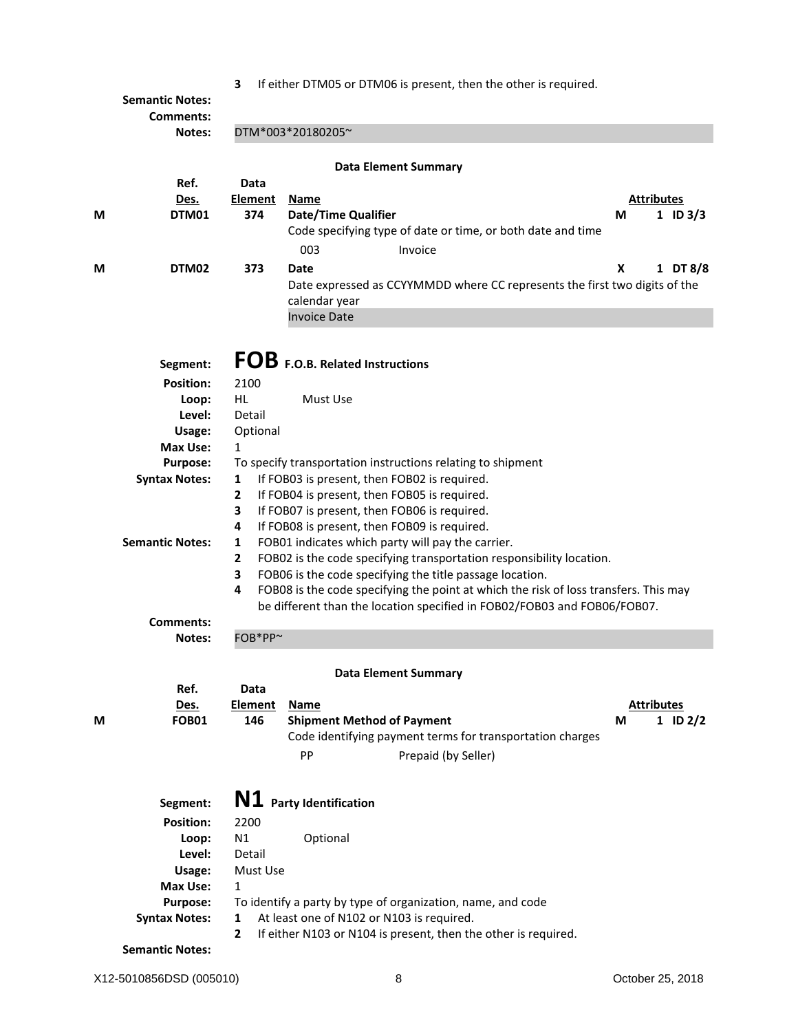3 If either DTM05 or DTM06 is present, then the other is required.

**Semantic Notes:**

**Comments:**

**Notes:** DTM*003*20180205~

**Data Element Summary**

| | Ref. Des. | Data Element | Name | | Attributes |
|---|---|---|---|---|---|
| M | DTM01 | 374 | **Date/Time Qualifier**<br>Code specifying type of date or time, or both date and time<br>003 Invoice | M | 1 ID 3/3 |
| M | DTM02 | 373 | **Date**<br>Date expressed as CCYYMMDD where CC represents the first two digits of the calendar year<br>Invoice Date | X | 1 DT 8/8 |

## Segment: FOB F.O.B. Related Instructions

**Position:** 2100

**Loop:** HL Must Use

**Level:** Detail

**Usage:** Optional

**Max Use:** 1

**Purpose:** To specify transportation instructions relating to shipment

**Syntax Notes:**
1 If FOB03 is present, then FOB02 is required.
2 If FOB04 is present, then FOB05 is required.
3 If FOB07 is present, then FOB06 is required.
4 If FOB08 is present, then FOB09 is required.

**Semantic Notes:**
1 FOB01 indicates which party will pay the carrier.
2 FOB02 is the code specifying transportation responsibility location.
3 FOB06 is the code specifying the title passage location.
4 FOB08 is the code specifying the point at which the risk of loss transfers. This may be different than the location specified in FOB02/FOB03 and FOB06/FOB07.

**Comments:**

**Notes:** FOB*PP~

**Data Element Summary**

| | Ref. Des. | Data Element | Name | | Attributes |
|---|---|---|---|---|---|
| M | FOB01 | 146 | **Shipment Method of Payment**<br>Code identifying payment terms for transportation charges<br>PP Prepaid (by Seller) | M | 1 ID 2/2 |

## Segment: N1 Party Identification

**Position:** 2200

**Loop:** N1 Optional

**Level:** Detail

**Usage:** Must Use

**Max Use:** 1

**Purpose:** To identify a party by type of organization, name, and code

**Syntax Notes:**
1 At least one of N102 or N103 is required.
2 If either N103 or N104 is present, then the other is required.

**Semantic Notes:**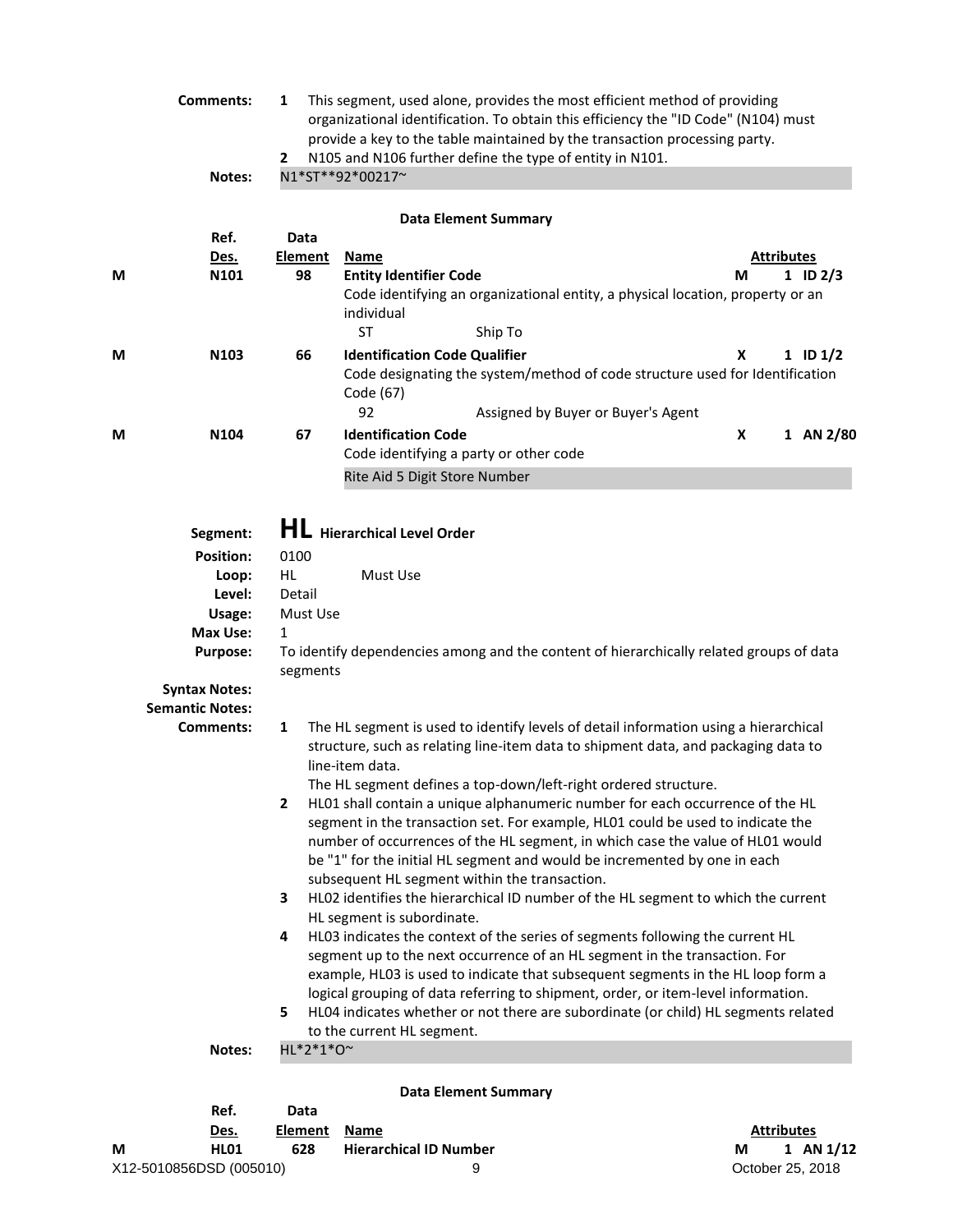**Comments:**

1. This segment, used alone, provides the most efficient method of providing organizational identification. To obtain this efficiency the "ID Code" (N104) must provide a key to the table maintained by the transaction processing party.
2. N105 and N106 further define the type of entity in N101.

**Notes:** N1*ST**92*00217~

**Data Element Summary**

| | Ref. Des. | Data Element | Name | | Attributes | |
|---|---|---|---|---|---|---|
| M | N101 | 98 | **Entity Identifier Code** | M | 1 | ID 2/3 |
| | | | Code identifying an organizational entity, a physical location, property or an individual | | | |
| | | | ST — Ship To | | | |
| M | N103 | 66 | **Identification Code Qualifier** | X | 1 | ID 1/2 |
| | | | Code designating the system/method of code structure used for Identification Code (67) | | | |
| | | | 92 — Assigned by Buyer or Buyer's Agent | | | |
| M | N104 | 67 | **Identification Code** | X | 1 | AN 2/80 |
| | | | Code identifying a party or other code | | | |
| | | | Rite Aid 5 Digit Store Number | | | |

## Segment: HL Hierarchical Level Order

**Position:** 0100
**Loop:** HL Must Use
**Level:** Detail
**Usage:** Must Use
**Max Use:** 1
**Purpose:** To identify dependencies among and the content of hierarchically related groups of data segments
**Syntax Notes:**
**Semantic Notes:**
**Comments:**

1. The HL segment is used to identify levels of detail information using a hierarchical structure, such as relating line-item data to shipment data, and packaging data to line-item data.
   The HL segment defines a top-down/left-right ordered structure.
2. HL01 shall contain a unique alphanumeric number for each occurrence of the HL segment in the transaction set. For example, HL01 could be used to indicate the number of occurrences of the HL segment, in which case the value of HL01 would be "1" for the initial HL segment and would be incremented by one in each subsequent HL segment within the transaction.
3. HL02 identifies the hierarchical ID number of the HL segment to which the current HL segment is subordinate.
4. HL03 indicates the context of the series of segments following the current HL segment up to the next occurrence of an HL segment in the transaction. For example, HL03 is used to indicate that subsequent segments in the HL loop form a logical grouping of data referring to shipment, order, or item-level information.
5. HL04 indicates whether or not there are subordinate (or child) HL segments related to the current HL segment.

**Notes:** HL*2*1*O~

**Data Element Summary**

| | Ref. Des. | Data Element | Name | | Attributes | |
|---|---|---|---|---|---|---|
| M | HL01 | 628 | **Hierarchical ID Number** | M | 1 | AN 1/12 |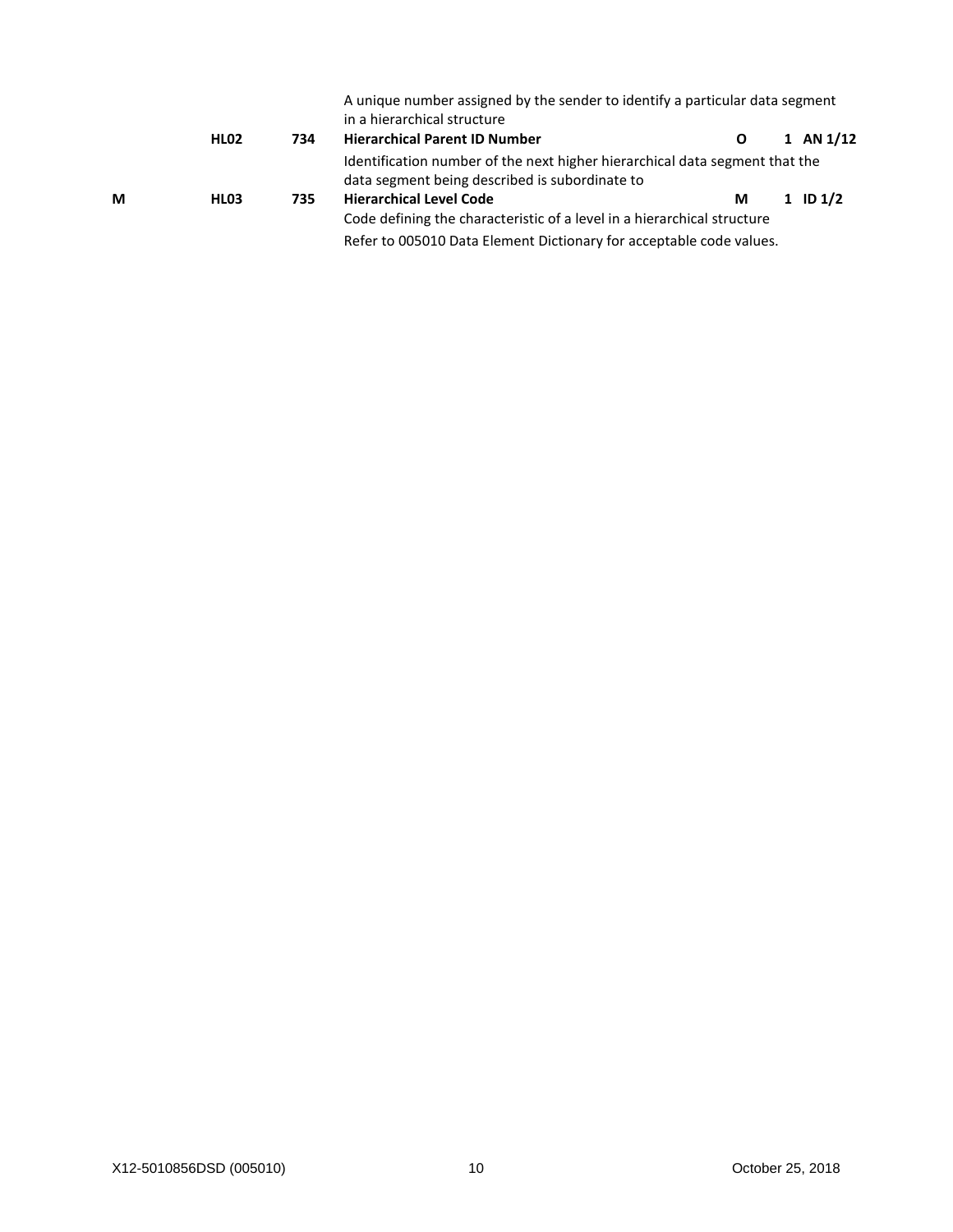A unique number assigned by the sender to identify a particular data segment in a hierarchical structure

| | | | | | | |
|---|---|---|---|---|---|---|
| | **HL02** | **734** | **Hierarchical Parent ID Number** | **O** | **1** | **AN 1/12** |
| | | | Identification number of the next higher hierarchical data segment that the data segment being described is subordinate to | | | |
| **M** | **HL03** | **735** | **Hierarchical Level Code** | **M** | **1** | **ID 1/2** |
| | | | Code defining the characteristic of a level in a hierarchical structure | | | |
| | | | Refer to 005010 Data Element Dictionary for acceptable code values. | | | |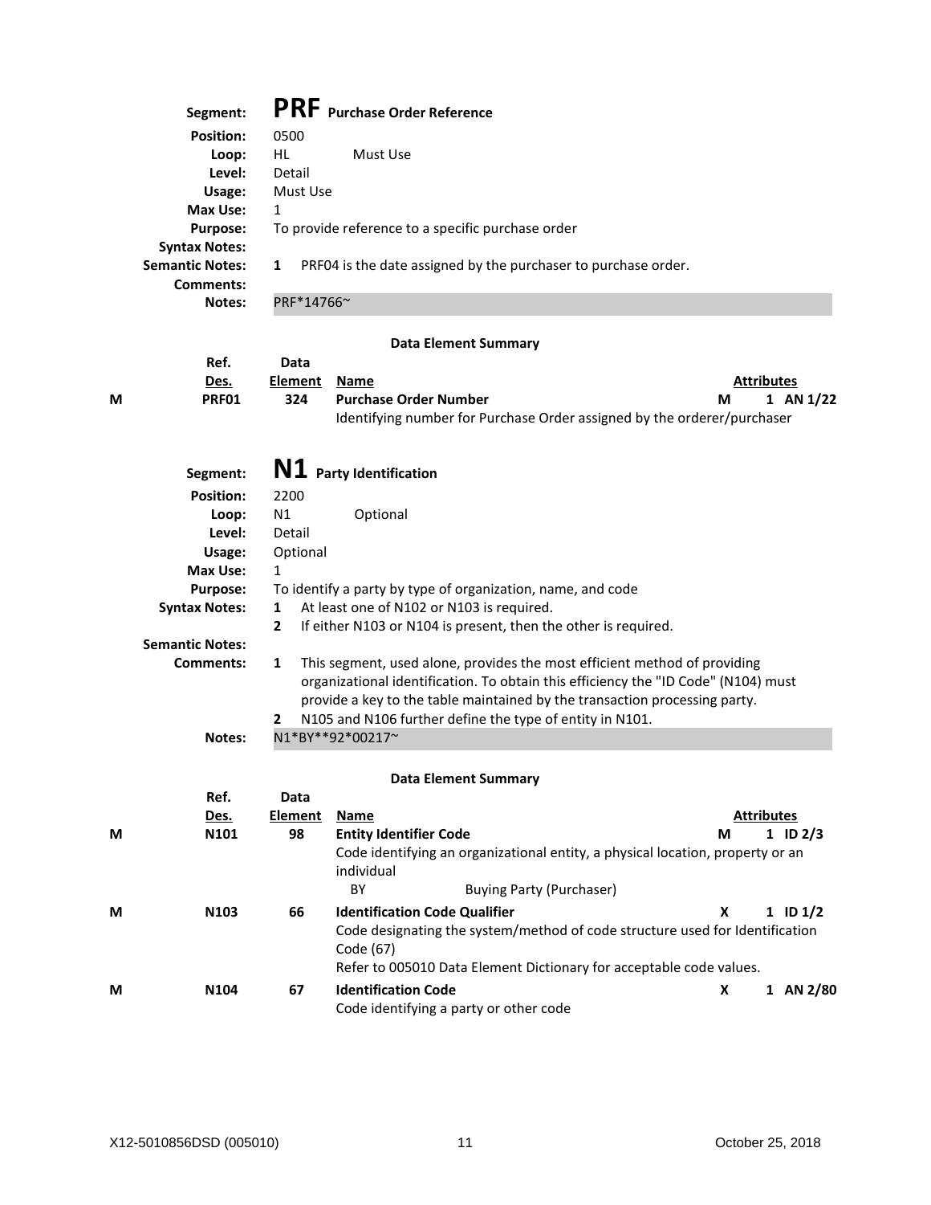## Segment: PRF Purchase Order Reference

**Position:** 0500
**Loop:** HL Must Use
**Level:** Detail
**Usage:** Must Use
**Max Use:** 1
**Purpose:** To provide reference to a specific purchase order
**Syntax Notes:**
**Semantic Notes:** 1 PRF04 is the date assigned by the purchaser to purchase order.
**Comments:**
**Notes:** PRF*14766~

### Data Element Summary

| | Ref. Des. | Data Element | Name | | Attributes |
|---|---|---|---|---|---|
| M | PRF01 | 324 | **Purchase Order Number**<br>Identifying number for Purchase Order assigned by the orderer/purchaser | M | 1 AN 1/22 |

## Segment: N1 Party Identification

**Position:** 2200
**Loop:** N1 Optional
**Level:** Detail
**Usage:** Optional
**Max Use:** 1
**Purpose:** To identify a party by type of organization, name, and code
**Syntax Notes:**
1 At least one of N102 or N103 is required.
2 If either N103 or N104 is present, then the other is required.

**Semantic Notes:**
**Comments:**
1 This segment, used alone, provides the most efficient method of providing organizational identification. To obtain this efficiency the "ID Code" (N104) must provide a key to the table maintained by the transaction processing party.
2 N105 and N106 further define the type of entity in N101.

**Notes:** N1*BY**92*00217~

### Data Element Summary

| | Ref. Des. | Data Element | Name | | Attributes |
|---|---|---|---|---|---|
| M | N101 | 98 | **Entity Identifier Code**<br>Code identifying an organizational entity, a physical location, property or an individual<br>BY Buying Party (Purchaser) | M | 1 ID 2/3 |
| M | N103 | 66 | **Identification Code Qualifier**<br>Code designating the system/method of code structure used for Identification Code (67)<br>Refer to 005010 Data Element Dictionary for acceptable code values. | X | 1 ID 1/2 |
| M | N104 | 67 | **Identification Code**<br>Code identifying a party or other code | X | 1 AN 2/80 |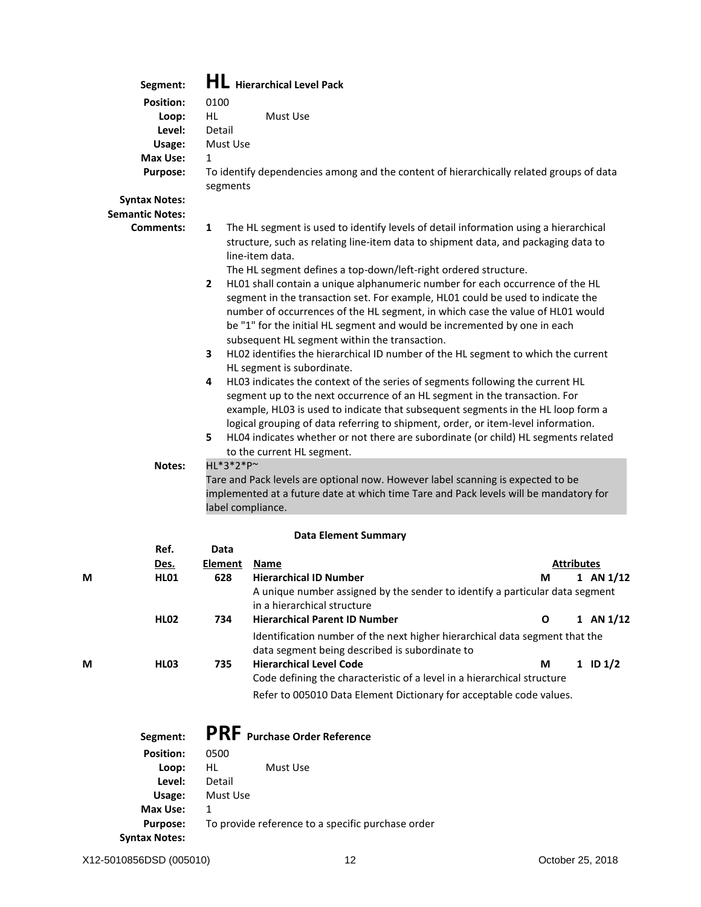**Segment:** **HL** **Hierarchical Level Pack**

**Position:** 0100

**Loop:** HL Must Use

**Level:** Detail

**Usage:** Must Use

**Max Use:** 1

**Purpose:** To identify dependencies among and the content of hierarchically related groups of data segments

**Syntax Notes:**

**Semantic Notes:**

**Comments:**

1. The HL segment is used to identify levels of detail information using a hierarchical structure, such as relating line-item data to shipment data, and packaging data to line-item data.
   The HL segment defines a top-down/left-right ordered structure.
2. HL01 shall contain a unique alphanumeric number for each occurrence of the HL segment in the transaction set. For example, HL01 could be used to indicate the number of occurrences of the HL segment, in which case the value of HL01 would be "1" for the initial HL segment and would be incremented by one in each subsequent HL segment within the transaction.
3. HL02 identifies the hierarchical ID number of the HL segment to which the current HL segment is subordinate.
4. HL03 indicates the context of the series of segments following the current HL segment up to the next occurrence of an HL segment in the transaction. For example, HL03 is used to indicate that subsequent segments in the HL loop form a logical grouping of data referring to shipment, order, or item-level information.
5. HL04 indicates whether or not there are subordinate (or child) HL segments related to the current HL segment.

**Notes:**

HL*3*2*P~

Tare and Pack levels are optional now. However label scanning is expected to be implemented at a future date at which time Tare and Pack levels will be mandatory for label compliance.

**Data Element Summary**

| | Ref. Des. | Data Element | Name | | | Attributes |
|---|---|---|---|---|---|---|
| M | **HL01** | **628** | **Hierarchical ID Number**<br>A unique number assigned by the sender to identify a particular data segment in a hierarchical structure | **M** | **1** | **AN 1/12** |
| | **HL02** | **734** | **Hierarchical Parent ID Number**<br>Identification number of the next higher hierarchical data segment that the data segment being described is subordinate to | **O** | **1** | **AN 1/12** |
| M | **HL03** | **735** | **Hierarchical Level Code**<br>Code defining the characteristic of a level in a hierarchical structure<br>Refer to 005010 Data Element Dictionary for acceptable code values. | **M** | **1** | **ID 1/2** |

**Segment:** **PRF** **Purchase Order Reference**

**Position:** 0500

**Loop:** HL Must Use

**Level:** Detail

**Usage:** Must Use

**Max Use:** 1

**Purpose:** To provide reference to a specific purchase order

**Syntax Notes:**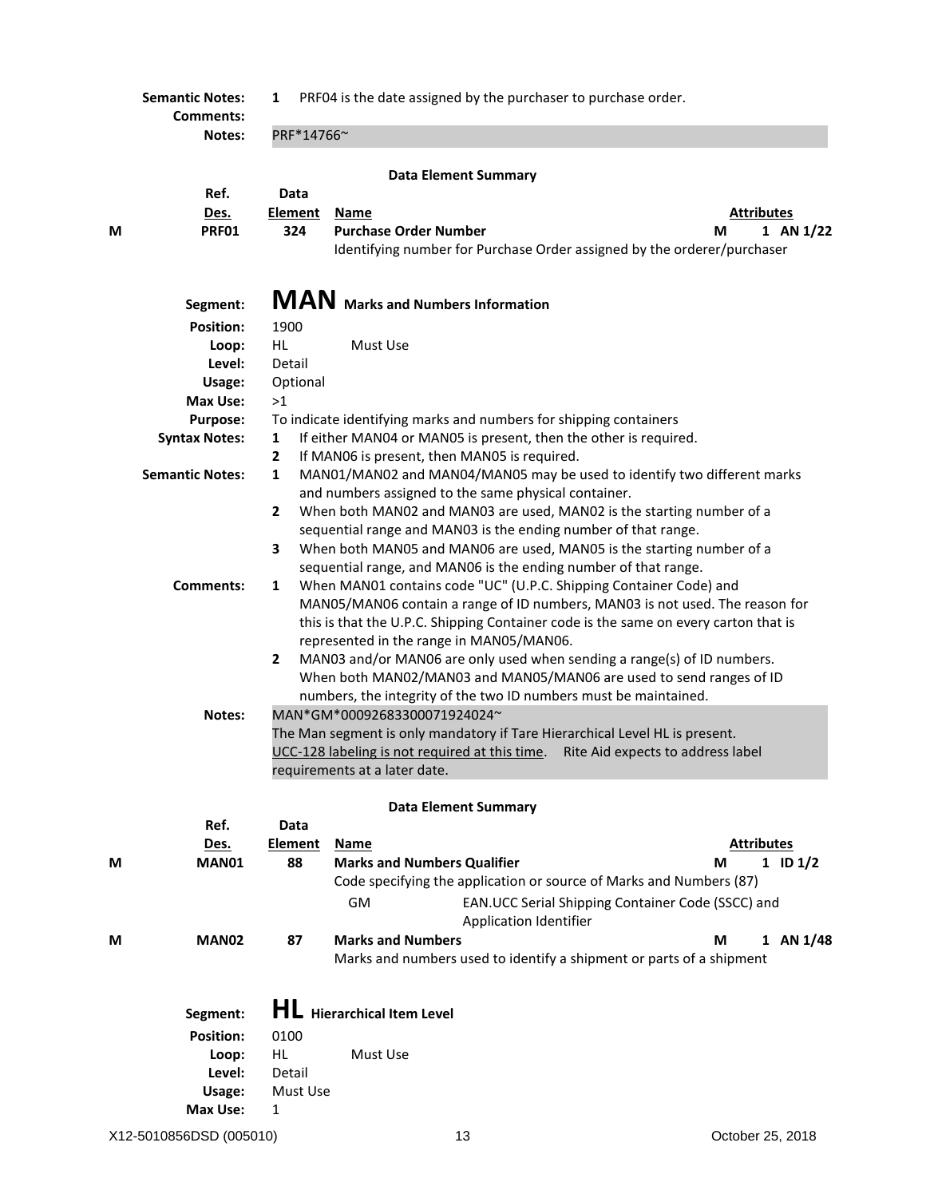**Semantic Notes:** 1 PRF04 is the date assigned by the purchaser to purchase order.

**Comments:**

**Notes:** PRF*14766~

**Data Element Summary**

| | Ref. Des. | Data Element | Name | | Attributes |
|---|---|---|---|---|---|
| M | PRF01 | 324 | **Purchase Order Number** | M | 1 AN 1/22 |
| | | | Identifying number for Purchase Order assigned by the orderer/purchaser | | |

## MAN Marks and Numbers Information

**Segment:** MAN Marks and Numbers Information

**Position:** 1900

**Loop:** HL Must Use

**Level:** Detail

**Usage:** Optional

**Max Use:** >1

**Purpose:** To indicate identifying marks and numbers for shipping containers

**Syntax Notes:**
1. If either MAN04 or MAN05 is present, then the other is required.
2. If MAN06 is present, then MAN05 is required.

**Semantic Notes:**
1. MAN01/MAN02 and MAN04/MAN05 may be used to identify two different marks and numbers assigned to the same physical container.
2. When both MAN02 and MAN03 are used, MAN02 is the starting number of a sequential range and MAN03 is the ending number of that range.
3. When both MAN05 and MAN06 are used, MAN05 is the starting number of a sequential range, and MAN06 is the ending number of that range.

**Comments:**
1. When MAN01 contains code "UC" (U.P.C. Shipping Container Code) and MAN05/MAN06 contain a range of ID numbers, MAN03 is not used. The reason for this is that the U.P.C. Shipping Container code is the same on every carton that is represented in the range in MAN05/MAN06.
2. MAN03 and/or MAN06 are only used when sending a range(s) of ID numbers. When both MAN02/MAN03 and MAN05/MAN06 are used to send ranges of ID numbers, the integrity of the two ID numbers must be maintained.

**Notes:** MAN*GM*00092683300071924024~

The Man segment is only mandatory if Tare Hierarchical Level HL is present.

UCC-128 labeling is not required at this time. Rite Aid expects to address label requirements at a later date.

**Data Element Summary**

| | Ref. Des. | Data Element | Name | | Attributes |
|---|---|---|---|---|---|
| M | MAN01 | 88 | **Marks and Numbers Qualifier** | M | 1 ID 1/2 |
| | | | Code specifying the application or source of Marks and Numbers (87) | | |
| | | | GM — EAN.UCC Serial Shipping Container Code (SSCC) and Application Identifier | | |
| M | MAN02 | 87 | **Marks and Numbers** | M | 1 AN 1/48 |
| | | | Marks and numbers used to identify a shipment or parts of a shipment | | |

## HL Hierarchical Item Level

**Segment:** HL Hierarchical Item Level

**Position:** 0100

**Loop:** HL Must Use

**Level:** Detail

**Usage:** Must Use

**Max Use:** 1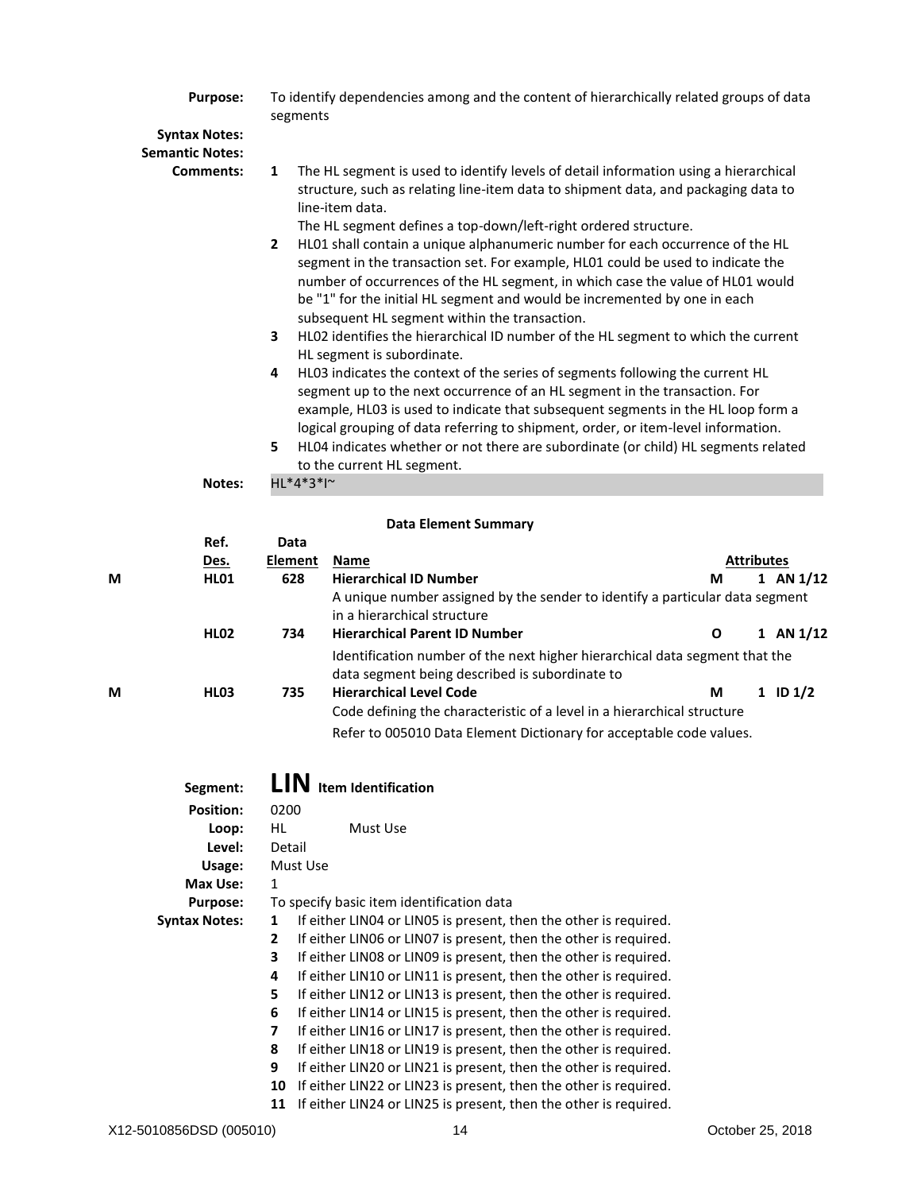**Purpose:** To identify dependencies among and the content of hierarchically related groups of data segments

**Syntax Notes:**

**Semantic Notes:**

**Comments:**

1. The HL segment is used to identify levels of detail information using a hierarchical structure, such as relating line-item data to shipment data, and packaging data to line-item data.
   The HL segment defines a top-down/left-right ordered structure.
2. HL01 shall contain a unique alphanumeric number for each occurrence of the HL segment in the transaction set. For example, HL01 could be used to indicate the number of occurrences of the HL segment, in which case the value of HL01 would be "1" for the initial HL segment and would be incremented by one in each subsequent HL segment within the transaction.
3. HL02 identifies the hierarchical ID number of the HL segment to which the current HL segment is subordinate.
4. HL03 indicates the context of the series of segments following the current HL segment up to the next occurrence of an HL segment in the transaction. For example, HL03 is used to indicate that subsequent segments in the HL loop form a logical grouping of data referring to shipment, order, or item-level information.
5. HL04 indicates whether or not there are subordinate (or child) HL segments related to the current HL segment.

**Notes:** HL*4*3*I~

**Data Element Summary**

| | Ref. Des. | Data Element | Name | | Attributes |
|---|---|---|---|---|---|
| M | HL01 | 628 | **Hierarchical ID Number**<br>A unique number assigned by the sender to identify a particular data segment in a hierarchical structure | M | 1 AN 1/12 |
| | HL02 | 734 | **Hierarchical Parent ID Number**<br>Identification number of the next higher hierarchical data segment that the data segment being described is subordinate to | O | 1 AN 1/12 |
| M | HL03 | 735 | **Hierarchical Level Code**<br>Code defining the characteristic of a level in a hierarchical structure<br>Refer to 005010 Data Element Dictionary for acceptable code values. | M | 1 ID 1/2 |

## Segment: LIN Item Identification

**Position:** 0200

**Loop:** HL Must Use

**Level:** Detail

**Usage:** Must Use

**Max Use:** 1

**Purpose:** To specify basic item identification data

**Syntax Notes:**

1. If either LIN04 or LIN05 is present, then the other is required.
2. If either LIN06 or LIN07 is present, then the other is required.
3. If either LIN08 or LIN09 is present, then the other is required.
4. If either LIN10 or LIN11 is present, then the other is required.
5. If either LIN12 or LIN13 is present, then the other is required.
6. If either LIN14 or LIN15 is present, then the other is required.
7. If either LIN16 or LIN17 is present, then the other is required.
8. If either LIN18 or LIN19 is present, then the other is required.
9. If either LIN20 or LIN21 is present, then the other is required.
10. If either LIN22 or LIN23 is present, then the other is required.
11. If either LIN24 or LIN25 is present, then the other is required.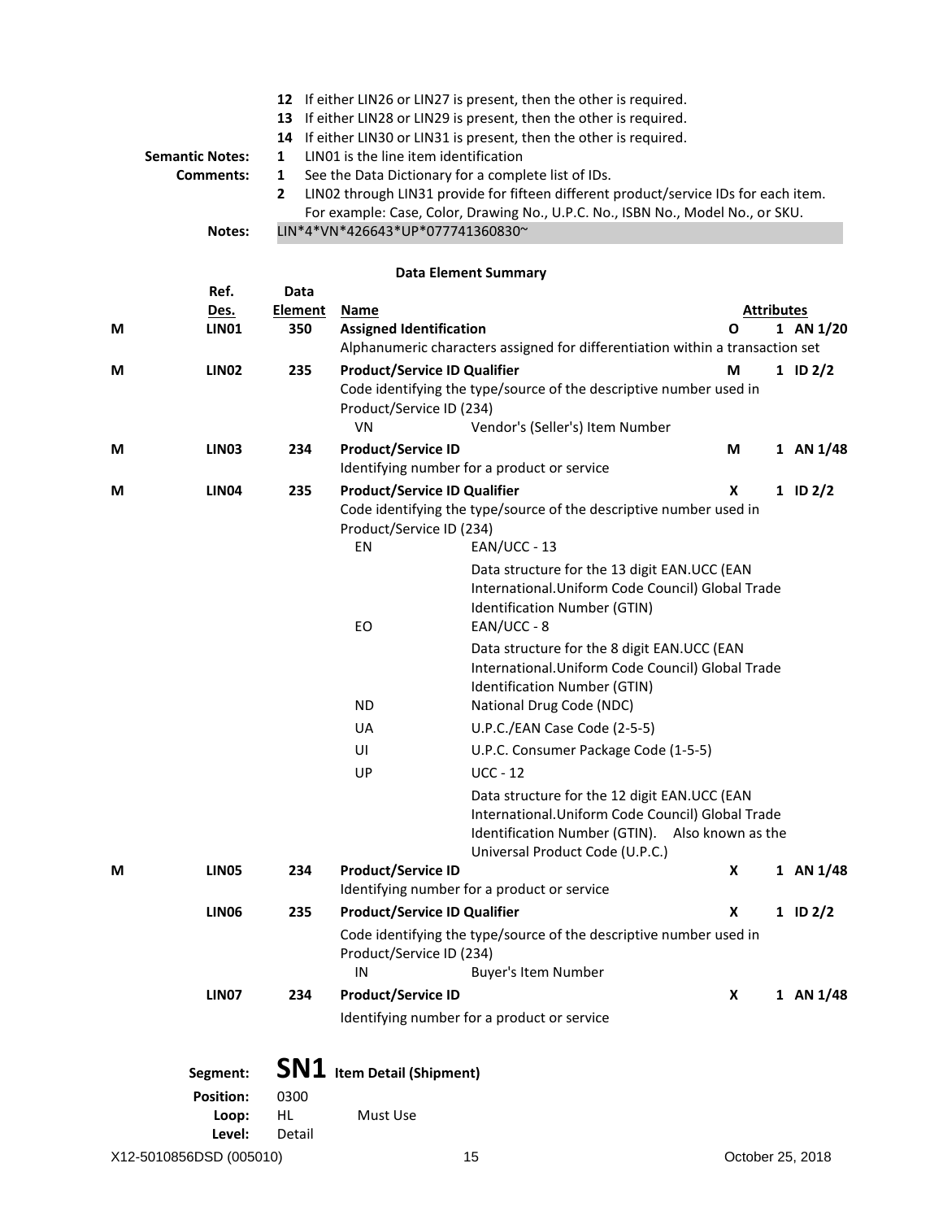12 If either LIN26 or LIN27 is present, then the other is required.
13 If either LIN28 or LIN29 is present, then the other is required.
14 If either LIN30 or LIN31 is present, then the other is required.

**Semantic Notes:** 1 LIN01 is the line item identification

**Comments:** 1 See the Data Dictionary for a complete list of IDs.
2 LIN02 through LIN31 provide for fifteen different product/service IDs for each item. For example: Case, Color, Drawing No., U.P.C. No., ISBN No., Model No., or SKU.

**Notes:** LIN*4*VN*426643*UP*077741360830~

**Data Element Summary**

| | Ref. Des. | Data Element | Name | | Attributes |
|---|---|---|---|---|---|
| M | **LIN01** | **350** | **Assigned Identification**<br>Alphanumeric characters assigned for differentiation within a transaction set | **O** | **1 AN 1/20** |
| M | **LIN02** | **235** | **Product/Service ID Qualifier**<br>Code identifying the type/source of the descriptive number used in Product/Service ID (234)<br>VN Vendor's (Seller's) Item Number | **M** | **1 ID 2/2** |
| M | **LIN03** | **234** | **Product/Service ID**<br>Identifying number for a product or service | **M** | **1 AN 1/48** |
| M | **LIN04** | **235** | **Product/Service ID Qualifier**<br>Code identifying the type/source of the descriptive number used in Product/Service ID (234)<br>EN EAN/UCC - 13<br>Data structure for the 13 digit EAN.UCC (EAN International.Uniform Code Council) Global Trade Identification Number (GTIN)<br>EO EAN/UCC - 8<br>Data structure for the 8 digit EAN.UCC (EAN International.Uniform Code Council) Global Trade Identification Number (GTIN)<br>ND National Drug Code (NDC)<br>UA U.P.C./EAN Case Code (2-5-5)<br>UI U.P.C. Consumer Package Code (1-5-5)<br>UP UCC - 12<br>Data structure for the 12 digit EAN.UCC (EAN International.Uniform Code Council) Global Trade Identification Number (GTIN). Also known as the Universal Product Code (U.P.C.) | **X** | **1 ID 2/2** |
| M | **LIN05** | **234** | **Product/Service ID**<br>Identifying number for a product or service | **X** | **1 AN 1/48** |
| | **LIN06** | **235** | **Product/Service ID Qualifier**<br>Code identifying the type/source of the descriptive number used in Product/Service ID (234)<br>IN Buyer's Item Number | **X** | **1 ID 2/2** |
| | **LIN07** | **234** | **Product/Service ID**<br>Identifying number for a product or service | **X** | **1 AN 1/48** |

**Segment:** **SN1** **Item Detail (Shipment)**

**Position:** 0300

**Loop:** HL Must Use

**Level:** Detail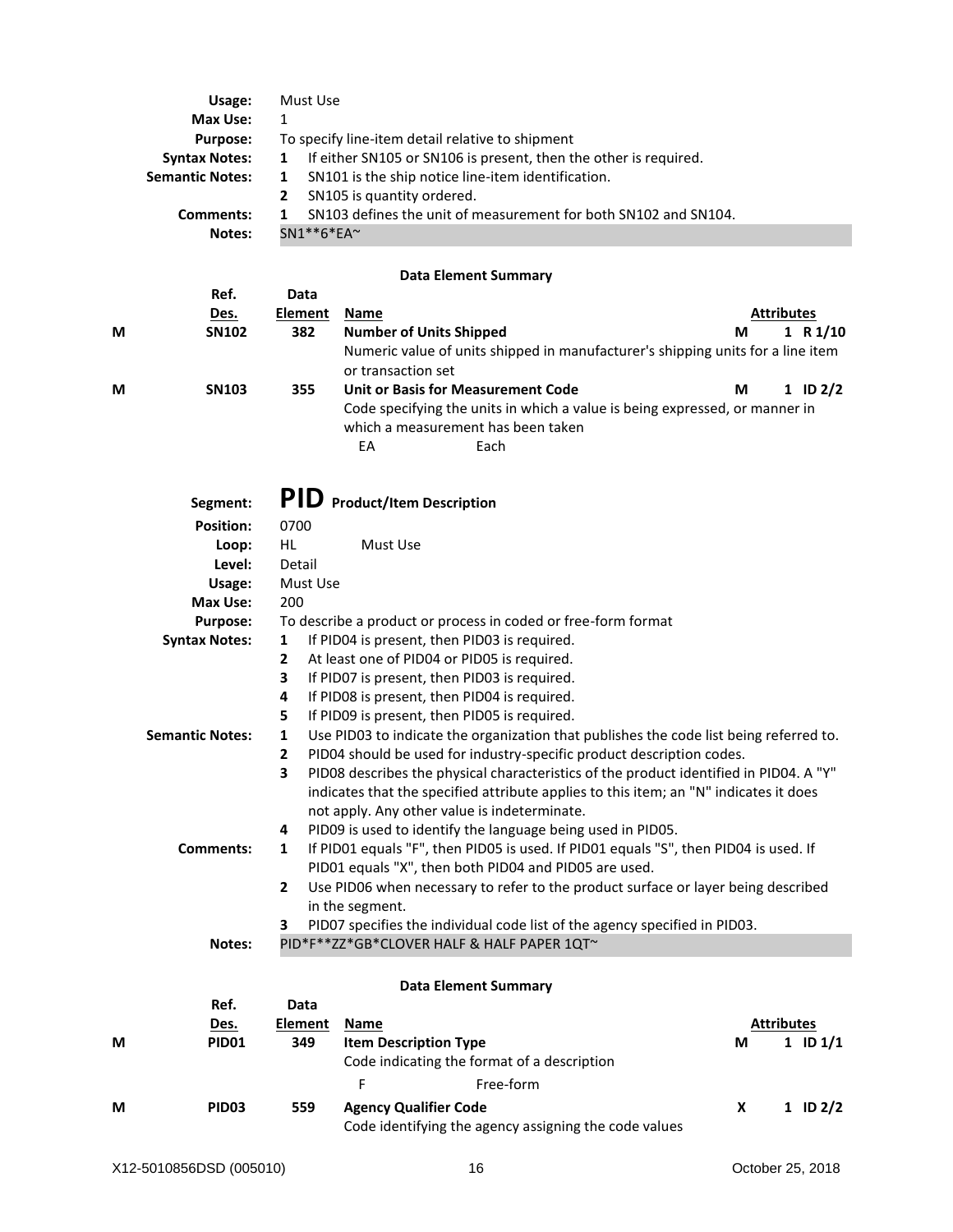| | |
|---|---|
| **Usage:** | Must Use |
| **Max Use:** | 1 |
| **Purpose:** | To specify line-item detail relative to shipment |
| **Syntax Notes:** | **1** If either SN105 or SN106 is present, then the other is required. |
| **Semantic Notes:** | **1** SN101 is the ship notice line-item identification. |
| | **2** SN105 is quantity ordered. |
| **Comments:** | **1** SN103 defines the unit of measurement for both SN102 and SN104. |
| **Notes:** | SN1**6*EA~ |

**Data Element Summary**

| | Ref. Des. | Data Element | Name | | Attributes |
|---|---|---|---|---|---|
| M | SN102 | 382 | **Number of Units Shipped** | M | 1 R 1/10 |
| | | | Numeric value of units shipped in manufacturer's shipping units for a line item or transaction set | | |
| M | SN103 | 355 | **Unit or Basis for Measurement Code** | M | 1 ID 2/2 |
| | | | Code specifying the units in which a value is being expressed, or manner in which a measurement has been taken | | |
| | | | EA — Each | | |

## PID Product/Item Description

| | |
|---|---|
| **Segment:** | **PID** Product/Item Description |
| **Position:** | 0700 |
| **Loop:** | HL Must Use |
| **Level:** | Detail |
| **Usage:** | Must Use |
| **Max Use:** | 200 |
| **Purpose:** | To describe a product or process in coded or free-form format |
| **Syntax Notes:** | **1** If PID04 is present, then PID03 is required. |
| | **2** At least one of PID04 or PID05 is required. |
| | **3** If PID07 is present, then PID03 is required. |
| | **4** If PID08 is present, then PID04 is required. |
| | **5** If PID09 is present, then PID05 is required. |
| **Semantic Notes:** | **1** Use PID03 to indicate the organization that publishes the code list being referred to. |
| | **2** PID04 should be used for industry-specific product description codes. |
| | **3** PID08 describes the physical characteristics of the product identified in PID04. A "Y" indicates that the specified attribute applies to this item; an "N" indicates it does not apply. Any other value is indeterminate. |
| | **4** PID09 is used to identify the language being used in PID05. |
| **Comments:** | **1** If PID01 equals "F", then PID05 is used. If PID01 equals "S", then PID04 is used. If PID01 equals "X", then both PID04 and PID05 are used. |
| | **2** Use PID06 when necessary to refer to the product surface or layer being described in the segment. |
| | **3** PID07 specifies the individual code list of the agency specified in PID03. |
| **Notes:** | PID*F**ZZ*GB*CLOVER HALF & HALF PAPER 1QT~ |

**Data Element Summary**

| | Ref. Des. | Data Element | Name | | Attributes |
|---|---|---|---|---|---|
| M | PID01 | 349 | **Item Description Type** | M | 1 ID 1/1 |
| | | | Code indicating the format of a description | | |
| | | | F — Free-form | | |
| M | PID03 | 559 | **Agency Qualifier Code** | X | 1 ID 2/2 |
| | | | Code identifying the agency assigning the code values | | |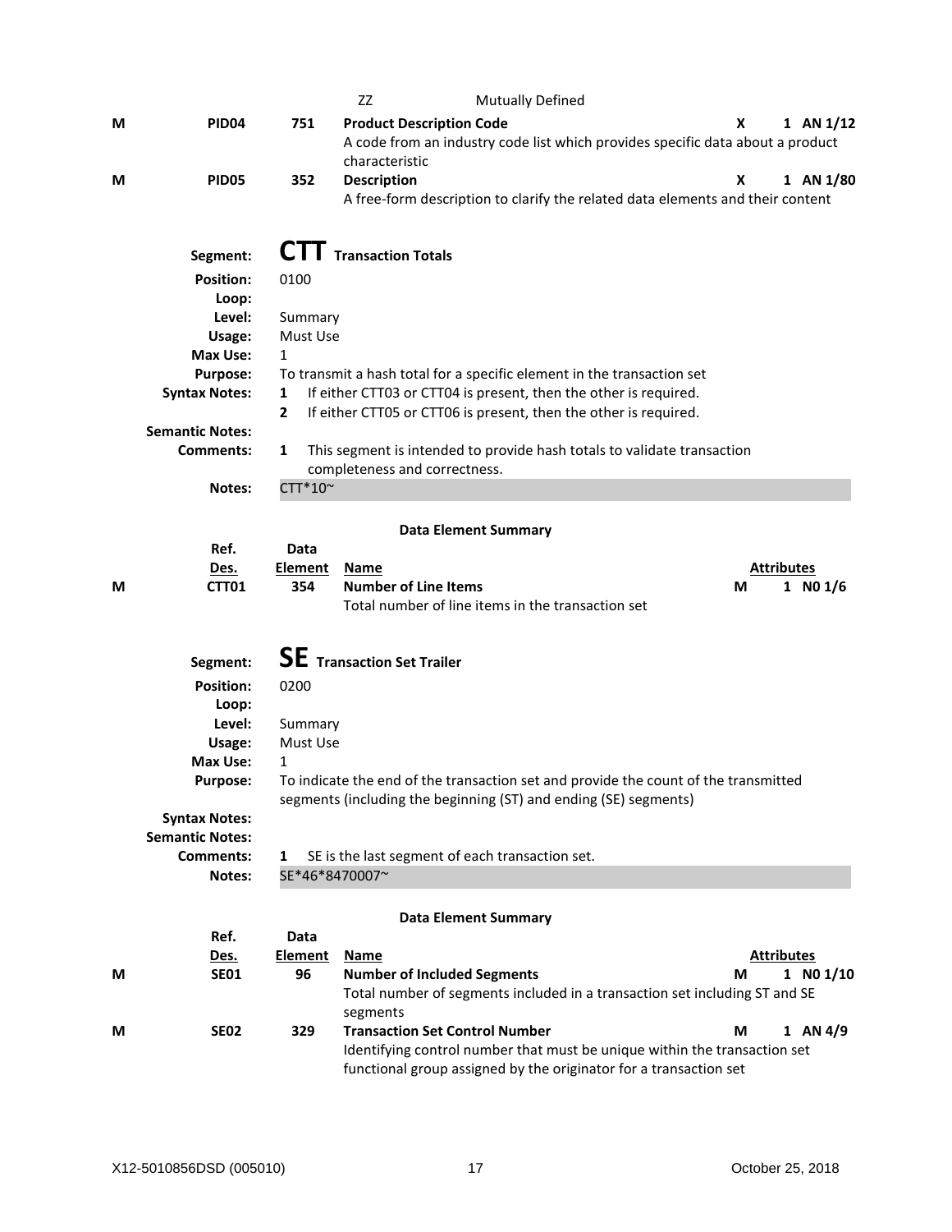| | | | ZZ | Mutually Defined | | |
|---|---|---|---|---|---|---|
| M | PID04 | 751 | **Product Description Code**<br>A code from an industry code list which provides specific data about a product characteristic | | X | 1 AN 1/12 |
| M | PID05 | 352 | **Description**<br>A free-form description to clarify the related data elements and their content | | X | 1 AN 1/80 |

## Segment: CTT Transaction Totals

**Position:** 0100
**Loop:**
**Level:** Summary
**Usage:** Must Use
**Max Use:** 1
**Purpose:** To transmit a hash total for a specific element in the transaction set
**Syntax Notes:**
1. If either CTT03 or CTT04 is present, then the other is required.
2. If either CTT05 or CTT06 is present, then the other is required.

**Semantic Notes:**
**Comments:**
1. This segment is intended to provide hash totals to validate transaction completeness and correctness.

**Notes:** CTT*10~

### Data Element Summary

| | Ref. Des. | Data Element | Name | | Attributes |
|---|---|---|---|---|---|
| M | CTT01 | 354 | **Number of Line Items**<br>Total number of line items in the transaction set | M | 1 N0 1/6 |

## Segment: SE Transaction Set Trailer

**Position:** 0200
**Loop:**
**Level:** Summary
**Usage:** Must Use
**Max Use:** 1
**Purpose:** To indicate the end of the transaction set and provide the count of the transmitted segments (including the beginning (ST) and ending (SE) segments)
**Syntax Notes:**
**Semantic Notes:**
**Comments:**
1. SE is the last segment of each transaction set.

**Notes:** SE*46*8470007~

### Data Element Summary

| | Ref. Des. | Data Element | Name | | Attributes |
|---|---|---|---|---|---|
| M | SE01 | 96 | **Number of Included Segments**<br>Total number of segments included in a transaction set including ST and SE segments | M | 1 N0 1/10 |
| M | SE02 | 329 | **Transaction Set Control Number**<br>Identifying control number that must be unique within the transaction set functional group assigned by the originator for a transaction set | M | 1 AN 4/9 |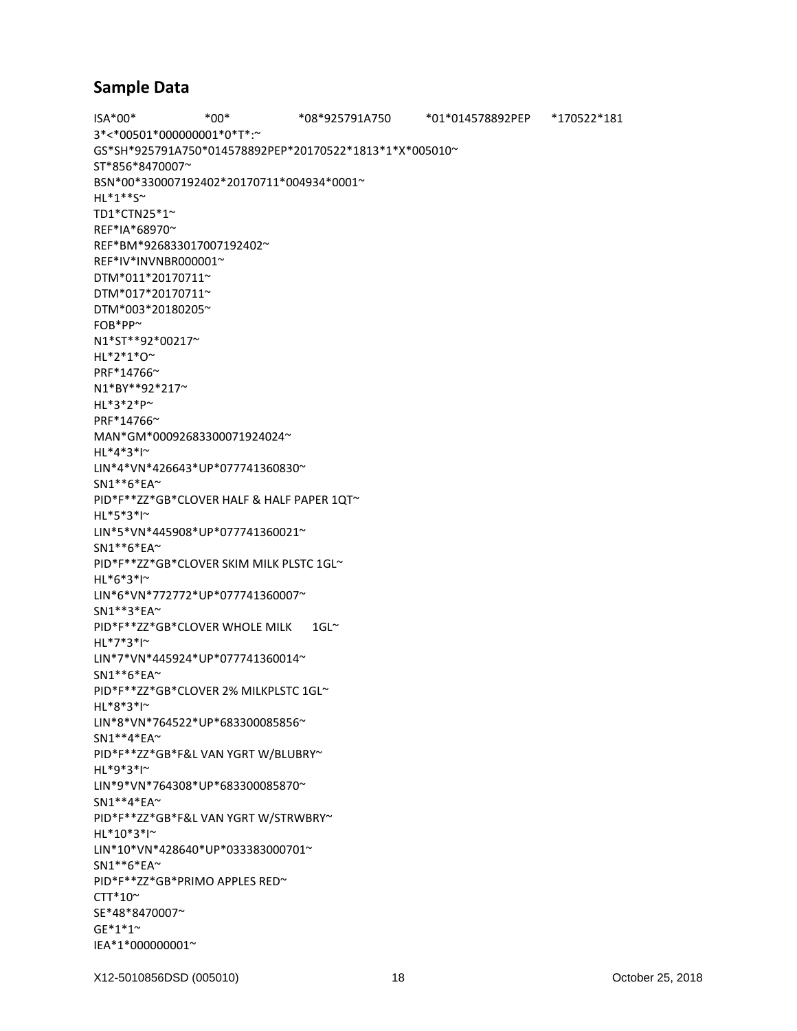## Sample Data

```
ISA*00*          *00*          *08*925791A750     *01*014578892PEP    *170522*181
3*<*00501*000000001*0*T*:~
GS*SH*925791A750*014578892PEP*20170522*1813*1*X*005010~
ST*856*8470007~
BSN*00*330007192402*20170711*004934*0001~
HL*1**S~
TD1*CTN25*1~
REF*IA*68970~
REF*BM*926833017007192402~
REF*IV*INVNBR000001~
DTM*011*20170711~
DTM*017*20170711~
DTM*003*20180205~
FOB*PP~
N1*ST**92*00217~
HL*2*1*O~
PRF*14766~
N1*BY**92*217~
HL*3*2*P~
PRF*14766~
MAN*GM*00092683300071924024~
HL*4*3*I~
LIN*4*VN*426643*UP*077741360830~
SN1**6*EA~
PID*F**ZZ*GB*CLOVER HALF & HALF PAPER 1QT~
HL*5*3*I~
LIN*5*VN*445908*UP*077741360021~
SN1**6*EA~
PID*F**ZZ*GB*CLOVER SKIM MILK PLSTC 1GL~
HL*6*3*I~
LIN*6*VN*772772*UP*077741360007~
SN1**3*EA~
PID*F**ZZ*GB*CLOVER WHOLE MILK     1GL~
HL*7*3*I~
LIN*7*VN*445924*UP*077741360014~
SN1**6*EA~
PID*F**ZZ*GB*CLOVER 2% MILKPLSTC 1GL~
HL*8*3*I~
LIN*8*VN*764522*UP*683300085856~
SN1**4*EA~
PID*F**ZZ*GB*F&L VAN YGRT W/BLUBRY~
HL*9*3*I~
LIN*9*VN*764308*UP*683300085870~
SN1**4*EA~
PID*F**ZZ*GB*F&L VAN YGRT W/STRWBRY~
HL*10*3*I~
LIN*10*VN*428640*UP*033383000701~
SN1**6*EA~
PID*F**ZZ*GB*PRIMO APPLES RED~
CTT*10~
SE*48*8470007~
GE*1*1~
IEA*1*000000001~
```